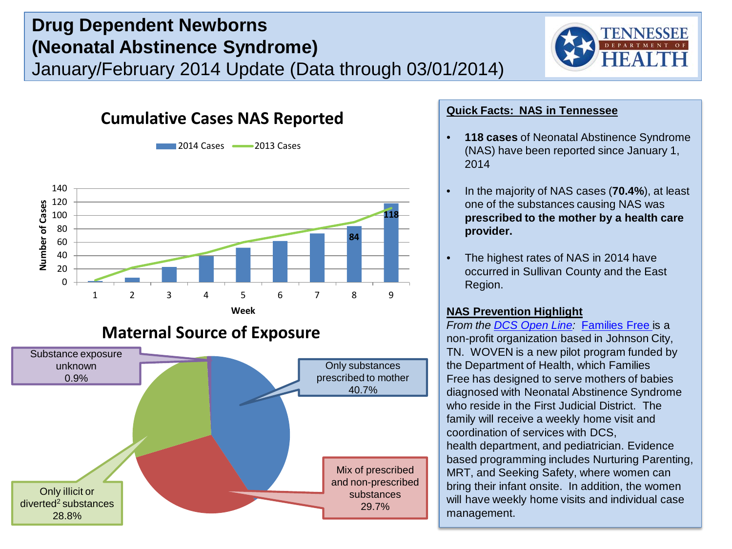# Drug Dependent Newborns (Neonatal Abstinence Syndrome)

January/February 2014 Update (Data through 03/01/2014)

## Cumulative Cases NAS Reported

2014 Cases — 2013 Cases

Number of Cases / Week

84

118

## Maternal Source of Exposure

- Substance exposure unknown 0.9%
- Only substances prescribed to mother 40.7%
- Mix of prescribed and non-prescribed substances 29.7%
- Only illicit or diverted[2] substances 28.8%

## Quick Facts: NAS in Tennessee

- **118 cases** of Neonatal Abstinence Syndrome (NAS) have been reported since January 1, 2014
- In the majority of NAS cases (**70.4%**), at least one of the substances causing NAS was **prescribed to the mother by a health care provider.**
- The highest rates of NAS in 2014 have occurred in Sullivan County and the East Region.

## NAS Prevention Highlight

*From the DCS Open Line:* Families Free is a non-profit organization based in Johnson City, TN. WOVEN is a new pilot program funded by the Department of Health, which Families Free has designed to serve mothers of babies diagnosed with Neonatal Abstinence Syndrome who reside in the First Judicial District. The family will receive a weekly home visit and coordination of services with DCS, health department, and pediatrician. Evidence based programming includes Nurturing Parenting, MRT, and Seeking Safety, where women can bring their infant onsite. In addition, the women will have weekly home visits and individual case management.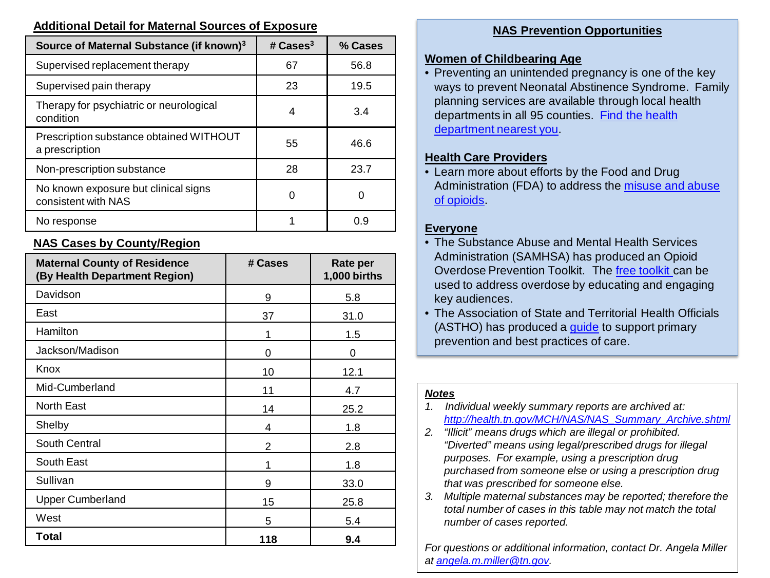## Additional Detail for Maternal Sources of Exposure

| Source of Maternal Substance (if known)[3] | # Cases[3] | % Cases |
|---|---|---|
| Supervised replacement therapy | 67 | 56.8 |
| Supervised pain therapy | 23 | 19.5 |
| Therapy for psychiatric or neurological condition | 4 | 3.4 |
| Prescription substance obtained WITHOUT a prescription | 55 | 46.6 |
| Non-prescription substance | 28 | 23.7 |
| No known exposure but clinical signs consistent with NAS | 0 | 0 |
| No response | 1 | 0.9 |

## NAS Cases by County/Region

| Maternal County of Residence (By Health Department Region) | # Cases | Rate per 1,000 births |
|---|---|---|
| Davidson | 9 | 5.8 |
| East | 37 | 31.0 |
| Hamilton | 1 | 1.5 |
| Jackson/Madison | 0 | 0 |
| Knox | 10 | 12.1 |
| Mid-Cumberland | 11 | 4.7 |
| North East | 14 | 25.2 |
| Shelby | 4 | 1.8 |
| South Central | 2 | 2.8 |
| South East | 1 | 1.8 |
| Sullivan | 9 | 33.0 |
| Upper Cumberland | 15 | 25.8 |
| West | 5 | 5.4 |
| **Total** | **118** | **9.4** |

## NAS Prevention Opportunities

### Women of Childbearing Age

- Preventing an unintended pregnancy is one of the key ways to prevent Neonatal Abstinence Syndrome. Family planning services are available through local health departments in all 95 counties. Find the health department nearest you.

### Health Care Providers

- Learn more about efforts by the Food and Drug Administration (FDA) to address the misuse and abuse of opioids.

### Everyone

- The Substance Abuse and Mental Health Services Administration (SAMHSA) has produced an Opioid Overdose Prevention Toolkit. The free toolkit can be used to address overdose by educating and engaging key audiences.
- The Association of State and Territorial Health Officials (ASTHO) has produced a guide to support primary prevention and best practices of care.

***Notes***

1. *Individual weekly summary reports are archived at: http://health.tn.gov/MCH/NAS/NAS_Summary_Archive.shtml*
2. *"Illicit" means drugs which are illegal or prohibited. "Diverted" means using legal/prescribed drugs for illegal purposes. For example, using a prescription drug purchased from someone else or using a prescription drug that was prescribed for someone else.*
3. *Multiple maternal substances may be reported; therefore the total number of cases in this table may not match the total number of cases reported.*

*For questions or additional information, contact Dr. Angela Miller at angela.m.miller@tn.gov.*